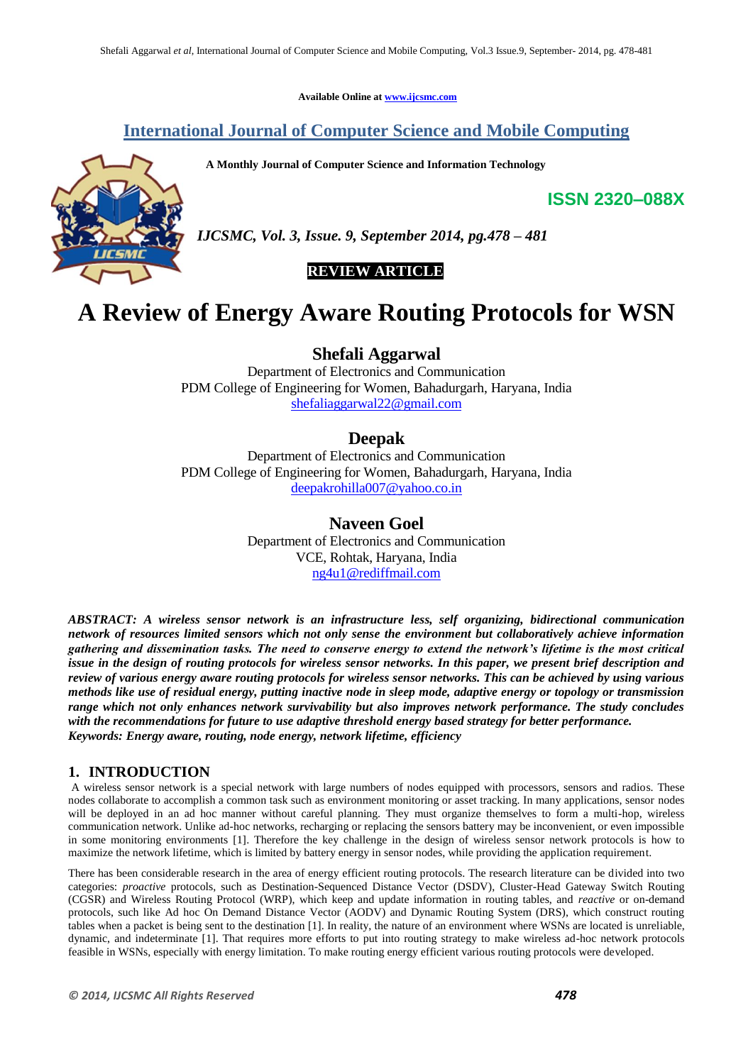Available Online at www.ijcsmc.com

# International Journal of Computer Science and Mobile Computing

**A Monthly Journal of Computer Science and Information Technology**

**ISSN 2320–088X**

***IJCSMC, Vol. 3, Issue. 9, September 2014, pg.478 – 481***

**REVIEW ARTICLE**

# A Review of Energy Aware Routing Protocols for WSN

**Shefali Aggarwal**
Department of Electronics and Communication
PDM College of Engineering for Women, Bahadurgarh, Haryana, India
shefaliaggarwal22@gmail.com

**Deepak**
Department of Electronics and Communication
PDM College of Engineering for Women, Bahadurgarh, Haryana, India
deepakrohilla007@yahoo.co.in

**Naveen Goel**
Department of Electronics and Communication
VCE, Rohtak, Haryana, India
ng4u1@rediffmail.com

***ABSTRACT: A wireless sensor network is an infrastructure less, self organizing, bidirectional communication network of resources limited sensors which not only sense the environment but collaboratively achieve information gathering and dissemination tasks. The need to conserve energy to extend the network's lifetime is the most critical issue in the design of routing protocols for wireless sensor networks. In this paper, we present brief description and review of various energy aware routing protocols for wireless sensor networks. This can be achieved by using various methods like use of residual energy, putting inactive node in sleep mode, adaptive energy or topology or transmission range which not only enhances network survivability but also improves network performance. The study concludes with the recommendations for future to use adaptive threshold energy based strategy for better performance.***
***Keywords: Energy aware, routing, node energy, network lifetime, efficiency***

## 1. INTRODUCTION

A wireless sensor network is a special network with large numbers of nodes equipped with processors, sensors and radios. These nodes collaborate to accomplish a common task such as environment monitoring or asset tracking. In many applications, sensor nodes will be deployed in an ad hoc manner without careful planning. They must organize themselves to form a multi-hop, wireless communication network. Unlike ad-hoc networks, recharging or replacing the sensors battery may be inconvenient, or even impossible in some monitoring environments [1]. Therefore the key challenge in the design of wireless sensor network protocols is how to maximize the network lifetime, which is limited by battery energy in sensor nodes, while providing the application requirement.

There has been considerable research in the area of energy efficient routing protocols. The research literature can be divided into two categories: *proactive* protocols, such as Destination-Sequenced Distance Vector (DSDV), Cluster-Head Gateway Switch Routing (CGSR) and Wireless Routing Protocol (WRP), which keep and update information in routing tables, and *reactive* or on-demand protocols, such like Ad hoc On Demand Distance Vector (AODV) and Dynamic Routing System (DRS), which construct routing tables when a packet is being sent to the destination [1]. In reality, the nature of an environment where WSNs are located is unreliable, dynamic, and indeterminate [1]. That requires more efforts to put into routing strategy to make wireless ad-hoc network protocols feasible in WSNs, especially with energy limitation. To make routing energy efficient various routing protocols were developed.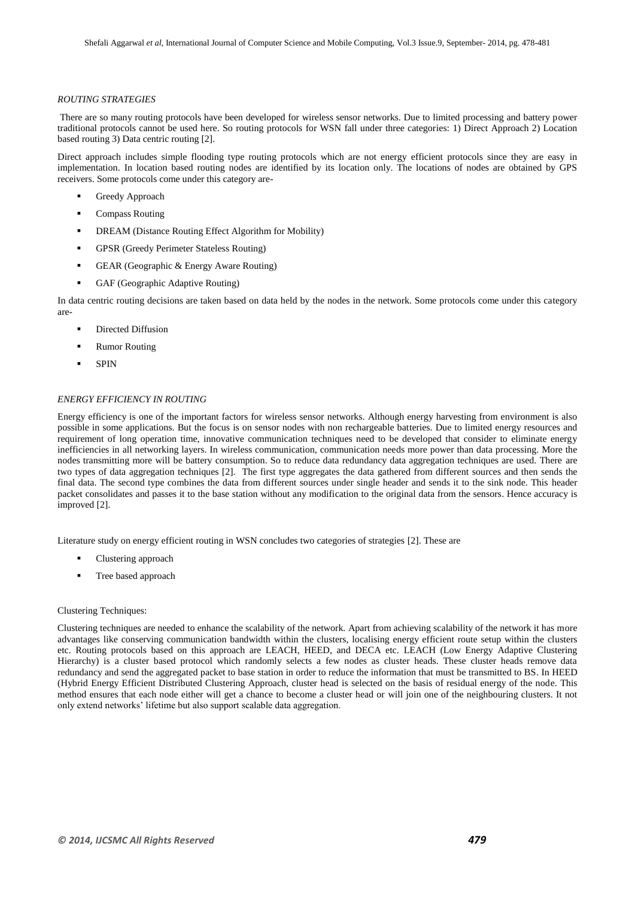*ROUTING STRATEGIES*

There are so many routing protocols have been developed for wireless sensor networks. Due to limited processing and battery power traditional protocols cannot be used here. So routing protocols for WSN fall under three categories: 1) Direct Approach 2) Location based routing 3) Data centric routing [2].

Direct approach includes simple flooding type routing protocols which are not energy efficient protocols since they are easy in implementation. In location based routing nodes are identified by its location only. The locations of nodes are obtained by GPS receivers. Some protocols come under this category are-

- Greedy Approach
- Compass Routing
- DREAM (Distance Routing Effect Algorithm for Mobility)
- GPSR (Greedy Perimeter Stateless Routing)
- GEAR (Geographic & Energy Aware Routing)
- GAF (Geographic Adaptive Routing)

In data centric routing decisions are taken based on data held by the nodes in the network. Some protocols come under this category are-

- Directed Diffusion
- Rumor Routing
- SPIN

*ENERGY EFFICIENCY IN ROUTING*

Energy efficiency is one of the important factors for wireless sensor networks. Although energy harvesting from environment is also possible in some applications. But the focus is on sensor nodes with non rechargeable batteries. Due to limited energy resources and requirement of long operation time, innovative communication techniques need to be developed that consider to eliminate energy inefficiencies in all networking layers. In wireless communication, communication needs more power than data processing. More the nodes transmitting more will be battery consumption. So to reduce data redundancy data aggregation techniques are used. There are two types of data aggregation techniques [2]. The first type aggregates the data gathered from different sources and then sends the final data. The second type combines the data from different sources under single header and sends it to the sink node. This header packet consolidates and passes it to the base station without any modification to the original data from the sensors. Hence accuracy is improved [2].

Literature study on energy efficient routing in WSN concludes two categories of strategies [2]. These are

- Clustering approach
- Tree based approach

Clustering Techniques:

Clustering techniques are needed to enhance the scalability of the network. Apart from achieving scalability of the network it has more advantages like conserving communication bandwidth within the clusters, localising energy efficient route setup within the clusters etc. Routing protocols based on this approach are LEACH, HEED, and DECA etc. LEACH (Low Energy Adaptive Clustering Hierarchy) is a cluster based protocol which randomly selects a few nodes as cluster heads. These cluster heads remove data redundancy and send the aggregated packet to base station in order to reduce the information that must be transmitted to BS. In HEED (Hybrid Energy Efficient Distributed Clustering Approach, cluster head is selected on the basis of residual energy of the node. This method ensures that each node either will get a chance to become a cluster head or will join one of the neighbouring clusters. It not only extend networks' lifetime but also support scalable data aggregation.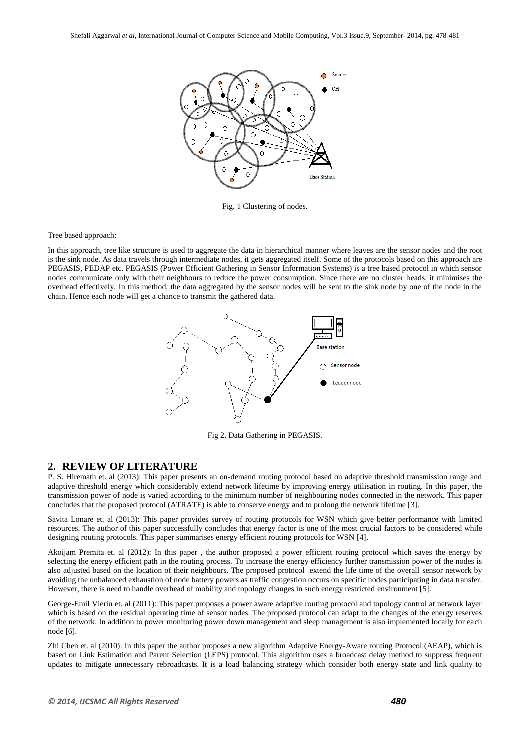Fig. 1 Clustering of nodes.

Tree based approach:

In this approach, tree like structure is used to aggregate the data in hierarchical manner where leaves are the sensor nodes and the root is the sink node. As data travels through intermediate nodes, it gets aggregated itself. Some of the protocols based on this approach are PEGASIS, PEDAP etc. PEGASIS (Power Efficient Gathering in Sensor Information Systems) is a tree based protocol in which sensor nodes communicate only with their neighbours to reduce the power consumption. Since there are no cluster heads, it minimises the overhead effectively. In this method, the data aggregated by the sensor nodes will be sent to the sink node by one of the node in the chain. Hence each node will get a chance to transmit the gathered data.

Fig 2. Data Gathering in PEGASIS.

## 2. REVIEW OF LITERATURE

P. S. Hiremath et. al (2013): This paper presents an on-demand routing protocol based on adaptive threshold transmission range and adaptive threshold energy which considerably extend network lifetime by improving energy utilisation in routing. In this paper, the transmission power of node is varied according to the minimum number of neighbouring nodes connected in the network. This paper concludes that the proposed protocol (ATRATE) is able to conserve energy and to prolong the network lifetime [3].

Savita Lonare et. al (2013): This paper provides survey of routing protocols for WSN which give better performance with limited resources. The author of this paper successfully concludes that energy factor is one of the most crucial factors to be considered while designing routing protocols. This paper summarises energy efficient routing protocols for WSN [4].

Akoijam Premita et. al (2012): In this paper , the author proposed a power efficient routing protocol which saves the energy by selecting the energy efficient path in the routing process. To increase the energy efficiency further transmission power of the nodes is also adjusted based on the location of their neighbours. The proposed protocol extend the life time of the overall sensor network by avoiding the unbalanced exhaustion of node battery powers as traffic congestion occurs on specific nodes participating in data transfer. However, there is need to handle overhead of mobility and topology changes in such energy restricted environment [5].

George-Emil Vieriu et. al (2011): This paper proposes a power aware adaptive routing protocol and topology control at network layer which is based on the residual operating time of sensor nodes. The proposed protocol can adapt to the changes of the energy reserves of the network. In addition to power monitoring power down management and sleep management is also implemented locally for each node [6].

Zhi Chen et. al (2010): In this paper the author proposes a new algorithm Adaptive Energy-Aware routing Protocol (AEAP), which is based on Link Estimation and Parent Selection (LEPS) protocol. This algorithm uses a broadcast delay method to suppress frequent updates to mitigate unnecessary rebroadcasts. It is a load balancing strategy which consider both energy state and link quality to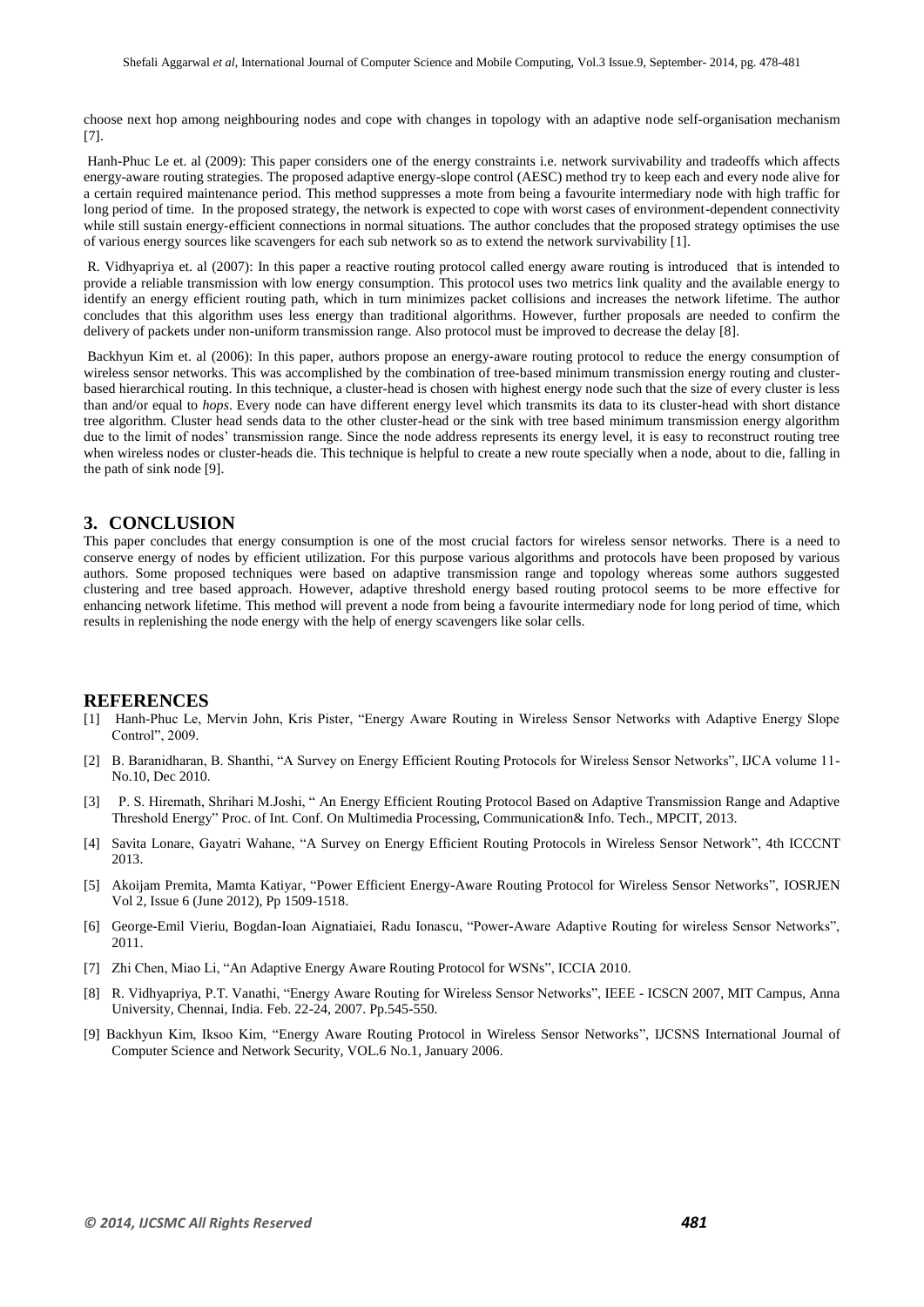choose next hop among neighbouring nodes and cope with changes in topology with an adaptive node self-organisation mechanism [7].

Hanh-Phuc Le et. al (2009): This paper considers one of the energy constraints i.e. network survivability and tradeoffs which affects energy-aware routing strategies. The proposed adaptive energy-slope control (AESC) method try to keep each and every node alive for a certain required maintenance period. This method suppresses a mote from being a favourite intermediary node with high traffic for long period of time. In the proposed strategy, the network is expected to cope with worst cases of environment-dependent connectivity while still sustain energy-efficient connections in normal situations. The author concludes that the proposed strategy optimises the use of various energy sources like scavengers for each sub network so as to extend the network survivability [1].

R. Vidhyapriya et. al (2007): In this paper a reactive routing protocol called energy aware routing is introduced that is intended to provide a reliable transmission with low energy consumption. This protocol uses two metrics link quality and the available energy to identify an energy efficient routing path, which in turn minimizes packet collisions and increases the network lifetime. The author concludes that this algorithm uses less energy than traditional algorithms. However, further proposals are needed to confirm the delivery of packets under non-uniform transmission range. Also protocol must be improved to decrease the delay [8].

Backhyun Kim et. al (2006): In this paper, authors propose an energy-aware routing protocol to reduce the energy consumption of wireless sensor networks. This was accomplished by the combination of tree-based minimum transmission energy routing and cluster-based hierarchical routing. In this technique, a cluster-head is chosen with highest energy node such that the size of every cluster is less than and/or equal to *hops*. Every node can have different energy level which transmits its data to its cluster-head with short distance tree algorithm. Cluster head sends data to the other cluster-head or the sink with tree based minimum transmission energy algorithm due to the limit of nodes' transmission range. Since the node address represents its energy level, it is easy to reconstruct routing tree when wireless nodes or cluster-heads die. This technique is helpful to create a new route specially when a node, about to die, falling in the path of sink node [9].

## 3. CONCLUSION

This paper concludes that energy consumption is one of the most crucial factors for wireless sensor networks. There is a need to conserve energy of nodes by efficient utilization. For this purpose various algorithms and protocols have been proposed by various authors. Some proposed techniques were based on adaptive transmission range and topology whereas some authors suggested clustering and tree based approach. However, adaptive threshold energy based routing protocol seems to be more effective for enhancing network lifetime. This method will prevent a node from being a favourite intermediary node for long period of time, which results in replenishing the node energy with the help of energy scavengers like solar cells.

## REFERENCES

[1] Hanh-Phuc Le, Mervin John, Kris Pister, "Energy Aware Routing in Wireless Sensor Networks with Adaptive Energy Slope Control", 2009.

[2] B. Baranidharan, B. Shanthi, "A Survey on Energy Efficient Routing Protocols for Wireless Sensor Networks", IJCA volume 11- No.10, Dec 2010.

[3] P. S. Hiremath, Shrihari M.Joshi, " An Energy Efficient Routing Protocol Based on Adaptive Transmission Range and Adaptive Threshold Energy" Proc. of Int. Conf. On Multimedia Processing, Communication& Info. Tech., MPCIT, 2013.

[4] Savita Lonare, Gayatri Wahane, "A Survey on Energy Efficient Routing Protocols in Wireless Sensor Network", 4th ICCCNT 2013.

[5] Akoijam Premita, Mamta Katiyar, "Power Efficient Energy-Aware Routing Protocol for Wireless Sensor Networks", IOSRJEN Vol 2, Issue 6 (June 2012), Pp 1509-1518.

[6] George-Emil Vieriu, Bogdan-Ioan Aignatiaiei, Radu Ionascu, "Power-Aware Adaptive Routing for wireless Sensor Networks", 2011.

[7] Zhi Chen, Miao Li, "An Adaptive Energy Aware Routing Protocol for WSNs", ICCIA 2010.

[8] R. Vidhyapriya, P.T. Vanathi, "Energy Aware Routing for Wireless Sensor Networks", IEEE - ICSCN 2007, MIT Campus, Anna University, Chennai, India. Feb. 22-24, 2007. Pp.545-550.

[9] Backhyun Kim, Iksoo Kim, "Energy Aware Routing Protocol in Wireless Sensor Networks", IJCSNS International Journal of Computer Science and Network Security, VOL.6 No.1, January 2006.